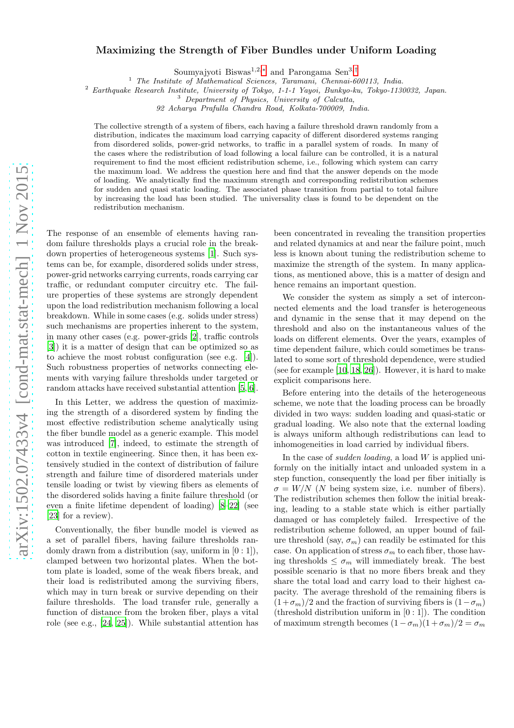# Maximizing the Strength of Fiber Bundles under Uniform Loading

Soumyajyoti Biswas[1,2,*] and Parongama Sen[3,†]

[1] *The Institute of Mathematical Sciences, Taramani, Chennai-600113, India.*
[2] *Earthquake Research Institute, University of Tokyo, 1-1-1 Yayoi, Bunkyo-ku, Tokyo-1130032, Japan.*
[3] *Department of Physics, University of Calcutta, 92 Acharya Prafulla Chandra Road, Kolkata-700009, India.*

The collective strength of a system of fibers, each having a failure threshold drawn randomly from a distribution, indicates the maximum load carrying capacity of different disordered systems ranging from disordered solids, power-grid networks, to traffic in a parallel system of roads. In many of the cases where the redistribution of load following a local failure can be controlled, it is a natural requirement to find the most efficient redistribution scheme, i.e., following which system can carry the maximum load. We address the question here and find that the answer depends on the mode of loading. We analytically find the maximum strength and corresponding redistribution schemes for sudden and quasi static loading. The associated phase transition from partial to total failure by increasing the load has been studied. The universality class is found to be dependent on the redistribution mechanism.

The response of an ensemble of elements having random failure thresholds plays a crucial role in the breakdown properties of heterogeneous systems [1]. Such systems can be, for example, disordered solids under stress, power-grid networks carrying currents, roads carrying car traffic, or redundant computer circuitry etc. The failure properties of these systems are strongly dependent upon the load redistribution mechanism following a local breakdown. While in some cases (e.g. solids under stress) such mechanisms are properties inherent to the system, in many other cases (e.g. power-grids [2], traffic controls [3]) it is a matter of design that can be optimized so as to achieve the most robust configuration (see e.g. [4]). Such robustness properties of networks connecting elements with varying failure thresholds under targeted or random attacks have received substantial attention [5, 6].

In this Letter, we address the question of maximizing the strength of a disordered system by finding the most effective redistribution scheme analytically using the fiber bundle model as a generic example. This model was introduced [7], indeed, to estimate the strength of cotton in textile engineering. Since then, it has been extensively studied in the context of distribution of failure strength and failure time of disordered materials under tensile loading or twist by viewing fibers as elements of the disordered solids having a finite failure threshold (or even a finite lifetime dependent of loading) [8–22] (see [23] for a review).

Conventionally, the fiber bundle model is viewed as a set of parallel fibers, having failure thresholds randomly drawn from a distribution (say, uniform in $[0:1]$), clamped between two horizontal plates. When the bottom plate is loaded, some of the weak fibers break, and their load is redistributed among the surviving fibers, which may in turn break or survive depending on their failure thresholds. The load transfer rule, generally a function of distance from the broken fiber, plays a vital role (see e.g., [24, 25]). While substantial attention has been concentrated in revealing the transition properties and related dynamics at and near the failure point, much less is known about tuning the redistribution scheme to maximize the strength of the system. In many applications, as mentioned above, this is a matter of design and hence remains an important question.

We consider the system as simply a set of interconnected elements and the load transfer is heterogeneous and dynamic in the sense that it may depend on the threshold and also on the instantaneous values of the loads on different elements. Over the years, examples of time dependent failure, which could sometimes be translated to some sort of threshold dependence, were studied (see for example [10, 18, 26]). However, it is hard to make explicit comparisons here.

Before entering into the details of the heterogeneous scheme, we note that the loading process can be broadly divided in two ways: sudden loading and quasi-static or gradual loading. We also note that the external loading is always uniform although redistributions can lead to inhomogeneities in load carried by individual fibers.

In the case of *sudden loading*, a load $W$ is applied uniformly on the initially intact and unloaded system in a step function, consequently the load per fiber initially is $\sigma = W/N$ ($N$ being system size, i.e. number of fibers). The redistribution schemes then follow the initial breaking, leading to a stable state which is either partially damaged or has completely failed. Irrespective of the redistribution scheme followed, an upper bound of failure threshold (say, $\sigma_m$) can readily be estimated for this case. On application of stress $\sigma_m$ to each fiber, those having thresholds $\leq \sigma_m$ will immediately break. The best possible scenario is that no more fibers break and they share the total load and carry load to their highest capacity. The average threshold of the remaining fibers is $(1+\sigma_m)/2$ and the fraction of surviving fibers is $(1-\sigma_m)$ (threshold distribution uniform in $[0:1]$). The condition of maximum strength becomes $(1-\sigma_m)(1+\sigma_m)/2 = \sigma_m$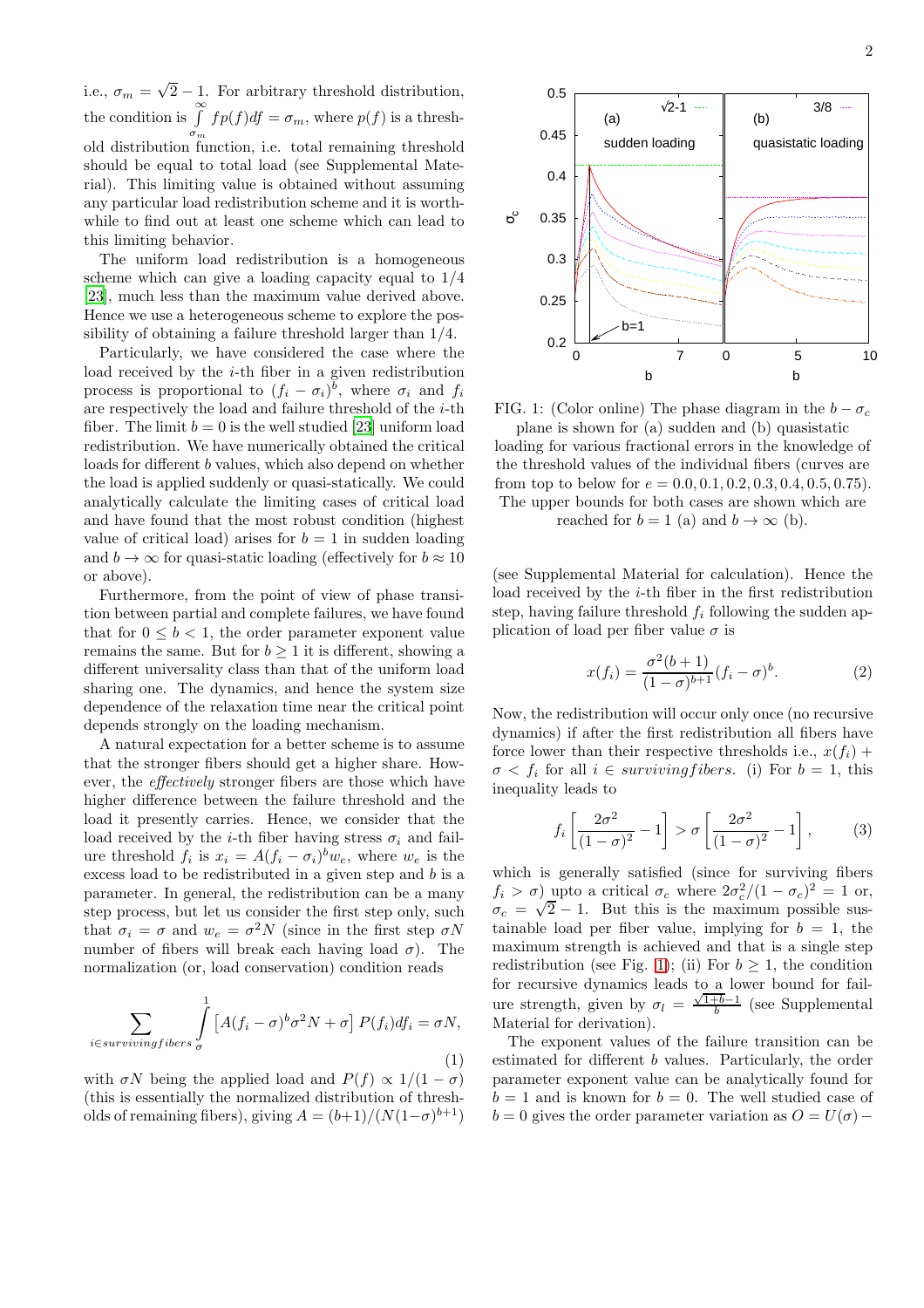i.e., $\sigma_m = \sqrt{2}-1$. For arbitrary threshold distribution, the condition is $\int_{\sigma_m}^{\infty} f p(f) df = \sigma_m$, where $p(f)$ is a threshold distribution function, i.e. total remaining threshold should be equal to total load (see Supplemental Material). This limiting value is obtained without assuming any particular load redistribution scheme and it is worthwhile to find out at least one scheme which can lead to this limiting behavior.

The uniform load redistribution is a homogeneous scheme which can give a loading capacity equal to 1/4 [23], much less than the maximum value derived above. Hence we use a heterogeneous scheme to explore the possibility of obtaining a failure threshold larger than 1/4.

Particularly, we have considered the case where the load received by the $i$-th fiber in a given redistribution process is proportional to $(f_i - \sigma_i)^b$, where $\sigma_i$ and $f_i$ are respectively the load and failure threshold of the $i$-th fiber. The limit $b = 0$ is the well studied [23] uniform load redistribution. We have numerically obtained the critical loads for different $b$ values, which also depend on whether the load is applied suddenly or quasi-statically. We could analytically calculate the limiting cases of critical load and have found that the most robust condition (highest value of critical load) arises for $b = 1$ in sudden loading and $b \to \infty$ for quasi-static loading (effectively for $b \approx 10$ or above).

Furthermore, from the point of view of phase transition between partial and complete failures, we have found that for $0 \leq b < 1$, the order parameter exponent value remains the same. But for $b \geq 1$ it is different, showing a different universality class than that of the uniform load sharing one. The dynamics, and hence the system size dependence of the relaxation time near the critical point depends strongly on the loading mechanism.

A natural expectation for a better scheme is to assume that the stronger fibers should get a higher share. However, the *effectively* stronger fibers are those which have higher difference between the failure threshold and the load it presently carries. Hence, we consider that the load received by the $i$-th fiber having stress $\sigma_i$ and failure threshold $f_i$ is $x_i = A(f_i - \sigma_i)^b w_e$, where $w_e$ is the excess load to be redistributed in a given step and $b$ is a parameter. In general, the redistribution can be a many step process, but let us consider the first step only, such that $\sigma_i = \sigma$ and $w_e = \sigma^2 N$ (since in the first step $\sigma N$ number of fibers will break each having load $\sigma$). The normalization (or, load conservation) condition reads

$$\sum_{i \in surviving fibers} \int_{\sigma}^{1} \left[ A(f_i - \sigma)^b \sigma^2 N + \sigma \right] P(f_i) df_i = \sigma N, \tag{1}$$

with $\sigma N$ being the applied load and $P(f) \propto 1/(1-\sigma)$ (this is essentially the normalized distribution of thresholds of remaining fibers), giving $A = (b+1)/(N(1-\sigma)^{b+1})$ (see Supplemental Material for calculation). Hence the load received by the $i$-th fiber in the first redistribution step, having failure threshold $f_i$ following the sudden application of load per fiber value $\sigma$ is

$$x(f_i) = \frac{\sigma^2 (b+1)}{(1-\sigma)^{b+1}} (f_i - \sigma)^b. \tag{2}$$

Now, the redistribution will occur only once (no recursive dynamics) if after the first redistribution all fibers have force lower than their respective thresholds i.e., $x(f_i) + \sigma < f_i$ for all $i \in surviving fibers$. (i) For $b = 1$, this inequality leads to

$$f_i \left[ \frac{2\sigma^2}{(1-\sigma)^2} - 1 \right] > \sigma \left[ \frac{2\sigma^2}{(1-\sigma)^2} - 1 \right], \tag{3}$$

which is generally satisfied (since for surviving fibers $f_i > \sigma$) upto a critical $\sigma_c$ where $2\sigma_c^2/(1-\sigma_c)^2 = 1$ or, $\sigma_c = \sqrt{2} - 1$. But this is the maximum possible sustainable load per fiber value, implying for $b = 1$, the maximum strength is achieved and that is a single step redistribution (see Fig. 1); (ii) For $b \geq 1$, the condition for recursive dynamics leads to a lower bound for failure strength, given by $\sigma_l = \frac{\sqrt{1+b}-1}{b}$ (see Supplemental Material for derivation).

FIG. 1: (Color online) The phase diagram in the $b - \sigma_c$ plane is shown for (a) sudden and (b) quasistatic loading for various fractional errors in the knowledge of the threshold values of the individual fibers (curves are from top to below for $e = 0.0, 0.1, 0.2, 0.3, 0.4, 0.5, 0.75$). The upper bounds for both cases are shown which are reached for $b = 1$ (a) and $b \to \infty$ (b).

The exponent values of the failure transition can be estimated for different $b$ values. Particularly, the order parameter exponent value can be analytically found for $b = 1$ and is known for $b = 0$. The well studied case of $b = 0$ gives the order parameter variation as $O = U(\sigma) -$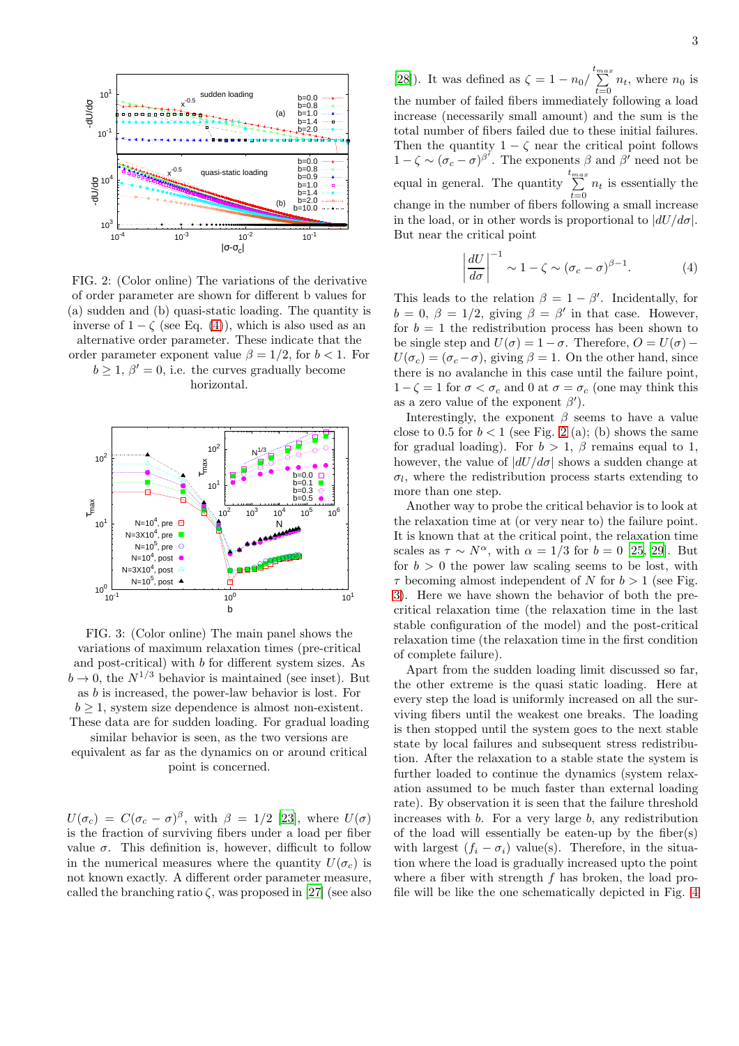FIG. 2: (Color online) The variations of the derivative of order parameter are shown for different b values for (a) sudden and (b) quasi-static loading. The quantity is inverse of $1-\zeta$ (see Eq. (4)), which is also used as an alternative order parameter. These indicate that the order parameter exponent value $\beta = 1/2$, for $b < 1$. For $b \geq 1$, $\beta' = 0$, i.e. the curves gradually become horizontal.

FIG. 3: (Color online) The main panel shows the variations of maximum relaxation times (pre-critical and post-critical) with $b$ for different system sizes. As $b \to 0$, the $N^{1/3}$ behavior is maintained (see inset). But as $b$ is increased, the power-law behavior is lost. For $b \geq 1$, system size dependence is almost non-existent. These data are for sudden loading. For gradual loading similar behavior is seen, as the two versions are equivalent as far as the dynamics on or around critical point is concerned.

$U(\sigma_c) = C(\sigma_c - \sigma)^\beta$, with $\beta = 1/2$ [23], where $U(\sigma)$ is the fraction of surviving fibers under a load per fiber value $\sigma$. This definition is, however, difficult to follow in the numerical measures where the quantity $U(\sigma_c)$ is not known exactly. A different order parameter measure, called the branching ratio $\zeta$, was proposed in [27] (see also [28]). It was defined as $\zeta = 1 - n_0/\sum_{t=0}^{t_{max}} n_t$, where $n_0$ is the number of failed fibers immediately following a load increase (necessarily small amount) and the sum is the total number of fibers failed due to these initial failures. Then the quantity $1-\zeta$ near the critical point follows $1-\zeta \sim (\sigma_c - \sigma)^{\beta'}$. The exponents $\beta$ and $\beta'$ need not be equal in general. The quantity $\sum_{t=0}^{t_{max}} n_t$ is essentially the change in the number of fibers following a small increase in the load, or in other words is proportional to $|dU/d\sigma|$. But near the critical point

$$\left|\frac{dU}{d\sigma}\right|^{-1} \sim 1-\zeta \sim (\sigma_c - \sigma)^{\beta - 1}. \qquad (4)$$

This leads to the relation $\beta = 1 - \beta'$. Incidentally, for $b = 0$, $\beta = 1/2$, giving $\beta = \beta'$ in that case. However, for $b = 1$ the redistribution process has been shown to be single step and $U(\sigma) = 1 - \sigma$. Therefore, $O = U(\sigma) - U(\sigma_c) = (\sigma_c - \sigma)$, giving $\beta = 1$. On the other hand, since there is no avalanche in this case until the failure point, $1-\zeta = 1$ for $\sigma < \sigma_c$ and 0 at $\sigma = \sigma_c$ (one may think this as a zero value of the exponent $\beta'$).

Interestingly, the exponent $\beta$ seems to have a value close to 0.5 for $b < 1$ (see Fig. 2 (a); (b) shows the same for gradual loading). For $b > 1$, $\beta$ remains equal to 1, however, the value of $|dU/d\sigma|$ shows a sudden change at $\sigma_l$, where the redistribution process starts extending to more than one step.

Another way to probe the critical behavior is to look at the relaxation time at (or very near to) the failure point. It is known that at the critical point, the relaxation time scales as $\tau \sim N^\alpha$, with $\alpha = 1/3$ for $b = 0$ [25, 29]. But for $b > 0$ the power law scaling seems to be lost, with $\tau$ becoming almost independent of $N$ for $b > 1$ (see Fig. 3). Here we have shown the behavior of both the pre-critical relaxation time (the relaxation time in the last stable configuration of the model) and the post-critical relaxation time (the relaxation time in the first condition of complete failure).

Apart from the sudden loading limit discussed so far, the other extreme is the quasi static loading. Here at every step the load is uniformly increased on all the surviving fibers until the weakest one breaks. The loading is then stopped until the system goes to the next stable state by local failures and subsequent stress redistribution. After the relaxation to a stable state the system is further loaded to continue the dynamics (system relaxation assumed to be much faster than external loading rate). By observation it is seen that the failure threshold increases with $b$. For a very large $b$, any redistribution of the load will essentially be eaten-up by the fiber(s) with largest $(f_i - \sigma_i)$ value(s). Therefore, in the situation where the load is gradually increased upto the point where a fiber with strength $f$ has broken, the load profile will be like the one schematically depicted in Fig. 4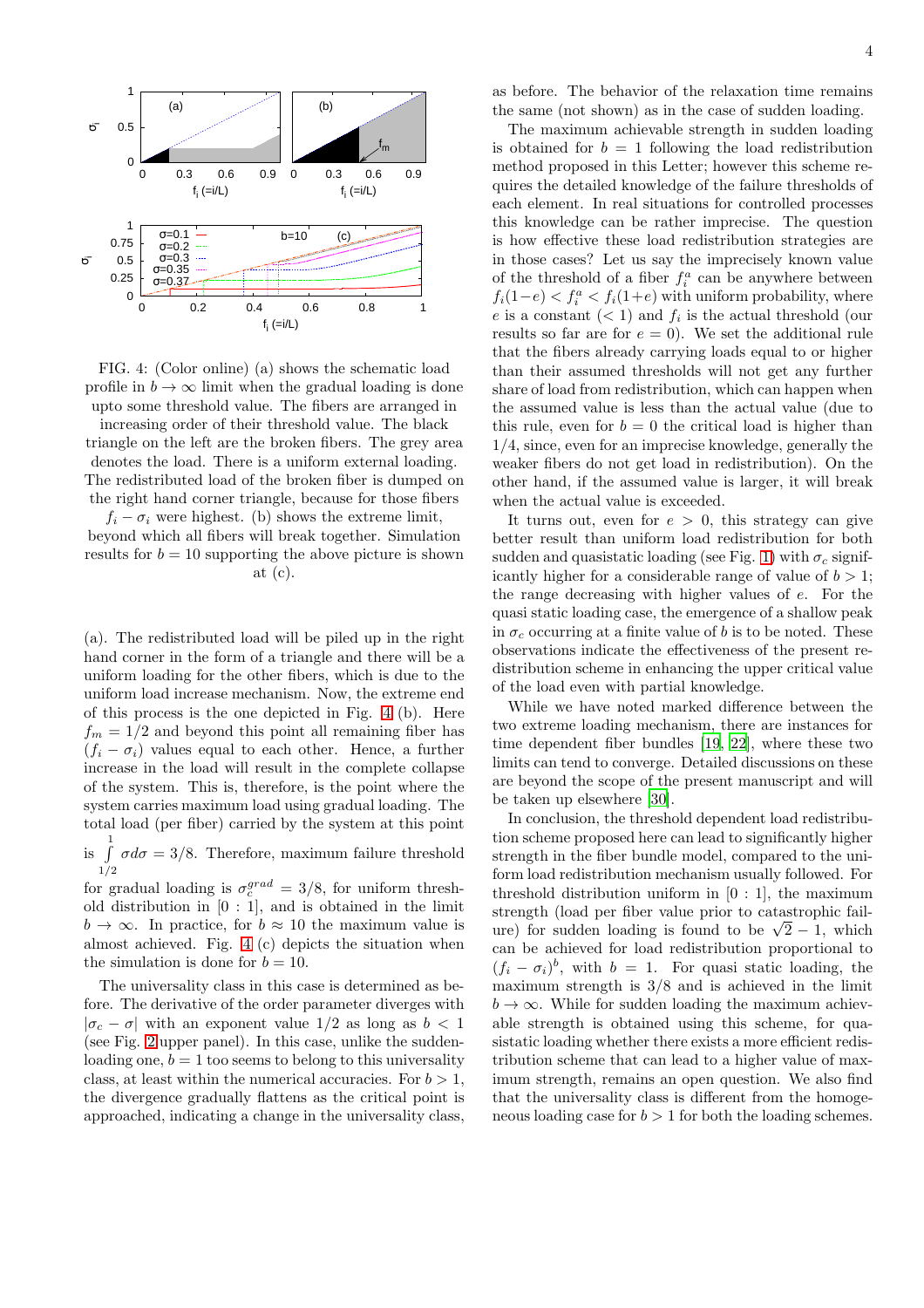FIG. 4: (Color online) (a) shows the schematic load profile in $b \to \infty$ limit when the gradual loading is done upto some threshold value. The fibers are arranged in increasing order of their threshold value. The black triangle on the left are the broken fibers. The grey area denotes the load. There is a uniform external loading. The redistributed load of the broken fiber is dumped on the right hand corner triangle, because for those fibers $f_i - \sigma_i$ were highest. (b) shows the extreme limit, beyond which all fibers will break together. Simulation results for $b = 10$ supporting the above picture is shown at (c).

(a). The redistributed load will be piled up in the right hand corner in the form of a triangle and there will be a uniform loading for the other fibers, which is due to the uniform load increase mechanism. Now, the extreme end of this process is the one depicted in Fig. 4 (b). Here $f_m = 1/2$ and beyond this point all remaining fiber has $(f_i - \sigma_i)$ values equal to each other. Hence, a further increase in the load will result in the complete collapse of the system. This is, therefore, is the point where the system carries maximum load using gradual loading. The total load (per fiber) carried by the system at this point is $\int_{1/2}^{1} \sigma d\sigma = 3/8$. Therefore, maximum failure threshold for gradual loading is $\sigma_c^{grad} = 3/8$, for uniform threshold distribution in $[0 : 1]$, and is obtained in the limit $b \to \infty$. In practice, for $b \approx 10$ the maximum value is almost achieved. Fig. 4 (c) depicts the situation when the simulation is done for $b = 10$.

The universality class in this case is determined as before. The derivative of the order parameter diverges with $|\sigma_c - \sigma|$ with an exponent value $1/2$ as long as $b < 1$ (see Fig. 2 upper panel). In this case, unlike the sudden-loading one, $b = 1$ too seems to belong to this universality class, at least within the numerical accuracies. For $b > 1$, the divergence gradually flattens as the critical point is approached, indicating a change in the universality class, as before. The behavior of the relaxation time remains the same (not shown) as in the case of sudden loading.

The maximum achievable strength in sudden loading is obtained for $b = 1$ following the load redistribution method proposed in this Letter; however this scheme requires the detailed knowledge of the failure thresholds of each element. In real situations for controlled processes this knowledge can be rather imprecise. The question is how effective these load redistribution strategies are in those cases? Let us say the imprecisely known value of the threshold of a fiber $f_i^a$ can be anywhere between $f_i(1-e) < f_i^a < f_i(1+e)$ with uniform probability, where $e$ is a constant ($< 1$) and $f_i$ is the actual threshold (our results so far are for $e = 0$). We set the additional rule that the fibers already carrying loads equal to or higher than their assumed thresholds will not get any further share of load from redistribution, which can happen when the assumed value is less than the actual value (due to this rule, even for $b = 0$ the critical load is higher than $1/4$, since, even for an imprecise knowledge, generally the weaker fibers do not get load in redistribution). On the other hand, if the assumed value is larger, it will break when the actual value is exceeded.

It turns out, even for $e > 0$, this strategy can give better result than uniform load redistribution for both sudden and quasistatic loading (see Fig. 1) with $\sigma_c$ significantly higher for a considerable range of value of $b > 1$; the range decreasing with higher values of $e$. For the quasi static loading case, the emergence of a shallow peak in $\sigma_c$ occurring at a finite value of $b$ is to be noted. These observations indicate the effectiveness of the present redistribution scheme in enhancing the upper critical value of the load even with partial knowledge.

While we have noted marked difference between the two extreme loading mechanism, there are instances for time dependent fiber bundles [19, 22], where these two limits can tend to converge. Detailed discussions on these are beyond the scope of the present manuscript and will be taken up elsewhere [30].

In conclusion, the threshold dependent load redistribution scheme proposed here can lead to significantly higher strength in the fiber bundle model, compared to the uniform load redistribution mechanism usually followed. For threshold distribution uniform in $[0 : 1]$, the maximum strength (load per fiber value prior to catastrophic failure) for sudden loading is found to be $\sqrt{2} - 1$, which can be achieved for load redistribution proportional to $(f_i - \sigma_i)^b$, with $b = 1$. For quasi static loading, the maximum strength is $3/8$ and is achieved in the limit $b \to \infty$. While for sudden loading the maximum achievable strength is obtained using this scheme, for quasistatic loading whether there exists a more efficient redistribution scheme that can lead to a higher value of maximum strength, remains an open question. We also find that the universality class is different from the homogeneous loading case for $b > 1$ for both the loading schemes.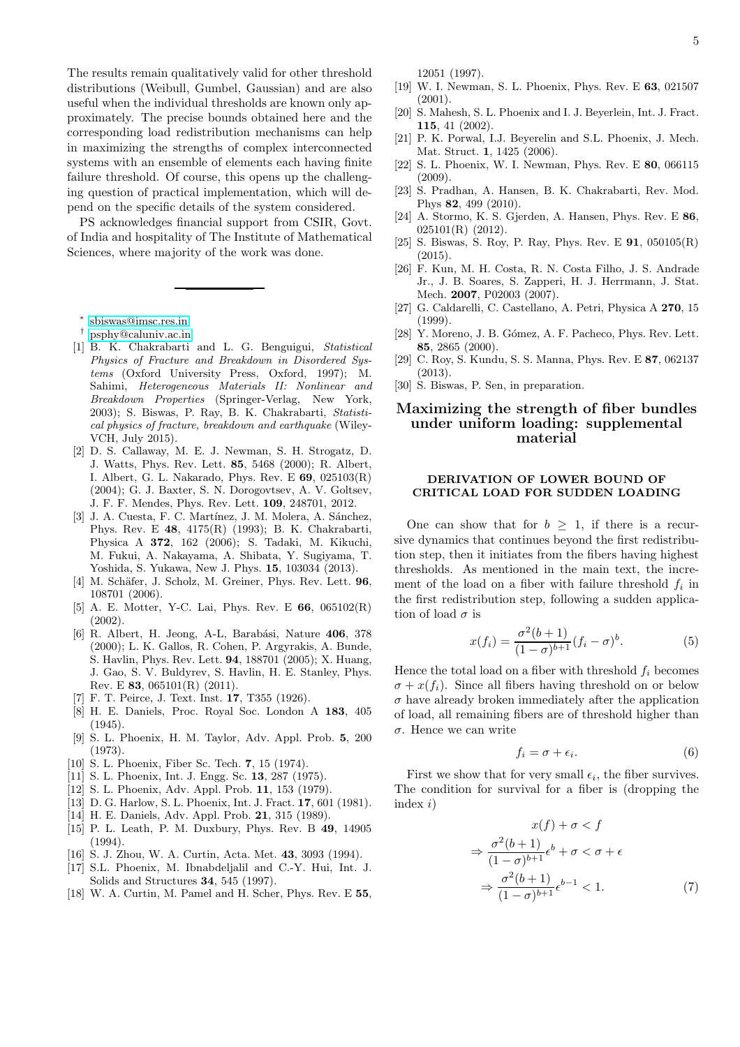The results remain qualitatively valid for other threshold distributions (Weibull, Gumbel, Gaussian) and are also useful when the individual thresholds are known only approximately. The precise bounds obtained here and the corresponding load redistribution mechanisms can help in maximizing the strengths of complex interconnected systems with an ensemble of elements each having finite failure threshold. Of course, this opens up the challenging question of practical implementation, which will depend on the specific details of the system considered.

PS acknowledges financial support from CSIR, Govt. of India and hospitality of The Institute of Mathematical Sciences, where majority of the work was done.

---

* sbiswas@imsc.res.in

† psphy@caluniv.ac.in

[1] B. K. Chakrabarti and L. G. Benguigui, *Statistical Physics of Fracture and Breakdown in Disordered Systems* (Oxford University Press, Oxford, 1997); M. Sahimi, *Heterogeneous Materials II: Nonlinear and Breakdown Properties* (Springer-Verlag, New York, 2003); S. Biswas, P. Ray, B. K. Chakrabarti, *Statistical physics of fracture, breakdown and earthquake* (Wiley-VCH, July 2015).

[2] D. S. Callaway, M. E. J. Newman, S. H. Strogatz, D. J. Watts, Phys. Rev. Lett. **85**, 5468 (2000); R. Albert, I. Albert, G. L. Nakarado, Phys. Rev. E **69**, 025103(R) (2004); G. J. Baxter, S. N. Dorogovtsev, A. V. Goltsev, J. F. F. Mendes, Phys. Rev. Lett. **109**, 248701, 2012.

[3] J. A. Cuesta, F. C. Martínez, J. M. Molera, A. Sánchez, Phys. Rev. E **48**, 4175(R) (1993); B. K. Chakrabarti, Physica A **372**, 162 (2006); S. Tadaki, M. Kikuchi, M. Fukui, A. Nakayama, A. Shibata, Y. Sugiyama, T. Yoshida, S. Yukawa, New J. Phys. **15**, 103034 (2013).

[4] M. Schäfer, J. Scholz, M. Greiner, Phys. Rev. Lett. **96**, 108701 (2006).

[5] A. E. Motter, Y-C. Lai, Phys. Rev. E **66**, 065102(R) (2002).

[6] R. Albert, H. Jeong, A-L, Barabási, Nature **406**, 378 (2000); L. K. Gallos, R. Cohen, P. Argyrakis, A. Bunde, S. Havlin, Phys. Rev. Lett. **94**, 188701 (2005); X. Huang, J. Gao, S. V. Buldyrev, S. Havlin, H. E. Stanley, Phys. Rev. E **83**, 065101(R) (2011).

[7] F. T. Peirce, J. Text. Inst. **17**, T355 (1926).

[8] H. E. Daniels, Proc. Royal Soc. London A **183**, 405 (1945).

[9] S. L. Phoenix, H. M. Taylor, Adv. Appl. Prob. **5**, 200 (1973).

[10] S. L. Phoenix, Fiber Sc. Tech. **7**, 15 (1974).

[11] S. L. Phoenix, Int. J. Engg. Sc. **13**, 287 (1975).

[12] S. L. Phoenix, Adv. Appl. Prob. **11**, 153 (1979).

[13] D. G. Harlow, S. L. Phoenix, Int. J. Fract. **17**, 601 (1981).

[14] H. E. Daniels, Adv. Appl. Prob. **21**, 315 (1989).

[15] P. L. Leath, P. M. Duxbury, Phys. Rev. B **49**, 14905 (1994).

[16] S. J. Zhou, W. A. Curtin, Acta. Met. **43**, 3093 (1994).

[17] S.L. Phoenix, M. Ibnabdeljalil and C.-Y. Hui, Int. J. Solids and Structures **34**, 545 (1997).

[18] W. A. Curtin, M. Pamel and H. Scher, Phys. Rev. E **55**, 12051 (1997).

[19] W. I. Newman, S. L. Phoenix, Phys. Rev. E **63**, 021507 (2001).

[20] S. Mahesh, S. L. Phoenix and I. J. Beyerlein, Int. J. Fract. **115**, 41 (2002).

[21] P. K. Porwal, I.J. Beyerelin and S.L. Phoenix, J. Mech. Mat. Struct. **1**, 1425 (2006).

[22] S. L. Phoenix, W. I. Newman, Phys. Rev. E **80**, 066115 (2009).

[23] S. Pradhan, A. Hansen, B. K. Chakrabarti, Rev. Mod. Phys **82**, 499 (2010).

[24] A. Stormo, K. S. Gjerden, A. Hansen, Phys. Rev. E **86**, 025101(R) (2012).

[25] S. Biswas, S. Roy, P. Ray, Phys. Rev. E **91**, 050105(R) (2015).

[26] F. Kun, M. H. Costa, R. N. Costa Filho, J. S. Andrade Jr., J. B. Soares, S. Zapperi, H. J. Herrmann, J. Stat. Mech. **2007**, P02003 (2007).

[27] G. Caldarelli, C. Castellano, A. Petri, Physica A **270**, 15 (1999).

[28] Y. Moreno, J. B. Gómez, A. F. Pacheco, Phys. Rev. Lett. **85**, 2865 (2000).

[29] C. Roy, S. Kundu, S. S. Manna, Phys. Rev. E **87**, 062137 (2013).

[30] S. Biswas, P. Sen, in preparation.

# Maximizing the strength of fiber bundles under uniform loading: supplemental material

## DERIVATION OF LOWER BOUND OF CRITICAL LOAD FOR SUDDEN LOADING

One can show that for $b \geq 1$, if there is a recursive dynamics that continues beyond the first redistribution step, then it initiates from the fibers having highest thresholds. As mentioned in the main text, the increment of the load on a fiber with failure threshold $f_i$ in the first redistribution step, following a sudden application of load $\sigma$ is

$$x(f_i) = \frac{\sigma^2(b+1)}{(1-\sigma)^{b+1}}(f_i - \sigma)^b. \tag{5}$$

Hence the total load on a fiber with threshold $f_i$ becomes $\sigma + x(f_i)$. Since all fibers having threshold on or below $\sigma$ have already broken immediately after the application of load, all remaining fibers are of threshold higher than $\sigma$. Hence we can write

$$f_i = \sigma + \epsilon_i. \tag{6}$$

First we show that for very small $\epsilon_i$, the fiber survives. The condition for survival for a fiber is (dropping the index $i$)

$$\begin{aligned}
& x(f) + \sigma < f \\
\Rightarrow\; & \frac{\sigma^2(b+1)}{(1-\sigma)^{b+1}}\epsilon^b + \sigma < \sigma + \epsilon \\
\Rightarrow\; & \frac{\sigma^2(b+1)}{(1-\sigma)^{b+1}}\epsilon^{b-1} < 1.
\end{aligned} \tag{7}$$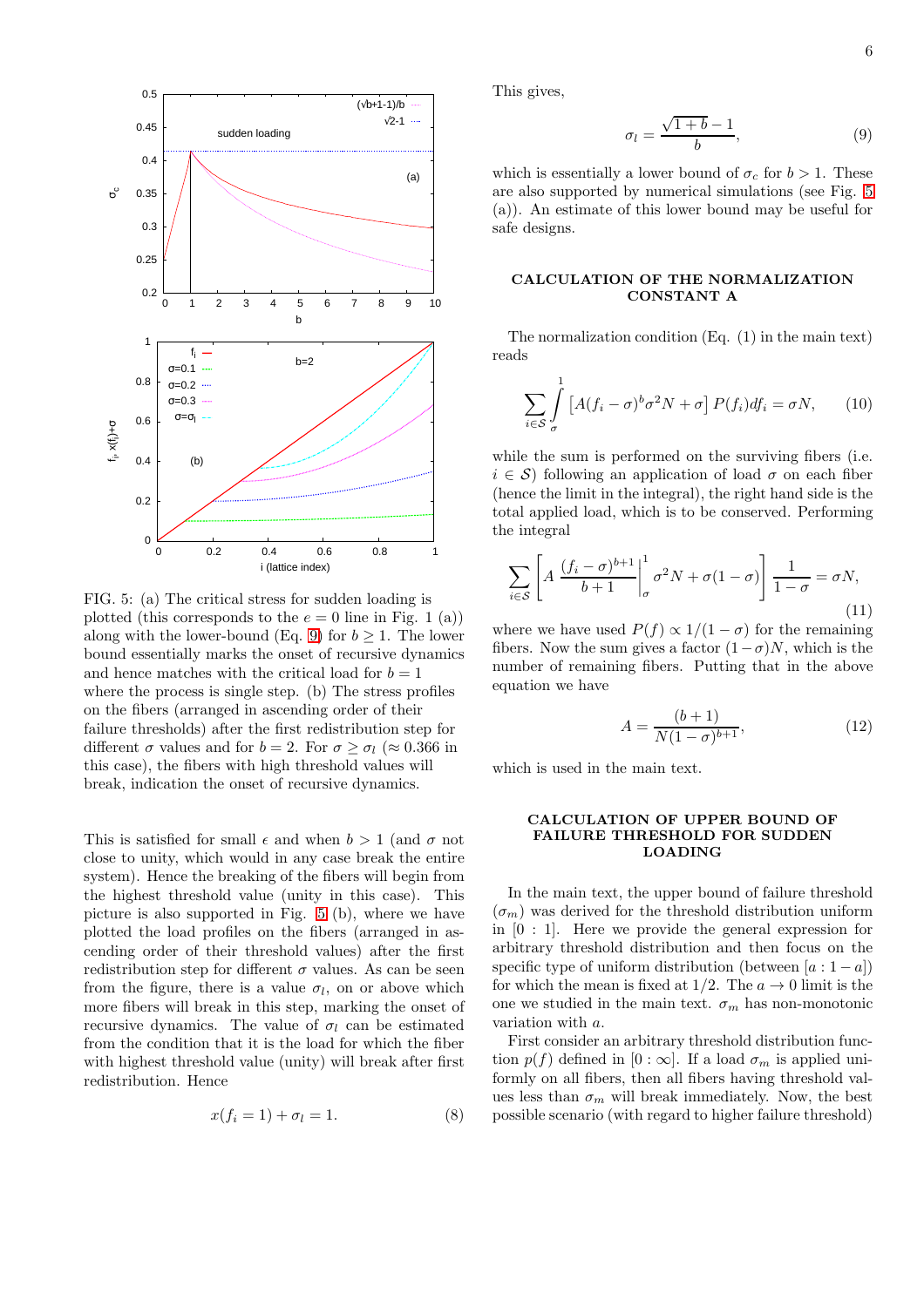FIG. 5: (a) The critical stress for sudden loading is plotted (this corresponds to the $e = 0$ line in Fig. 1 (a)) along with the lower-bound (Eq. 9) for $b \geq 1$. The lower bound essentially marks the onset of recursive dynamics and hence matches with the critical load for $b = 1$ where the process is single step. (b) The stress profiles on the fibers (arranged in ascending order of their failure thresholds) after the first redistribution step for different $\sigma$ values and for $b = 2$. For $\sigma \geq \sigma_l$ ($\approx 0.366$ in this case), the fibers with high threshold values will break, indication the onset of recursive dynamics.

This is satisfied for small $\epsilon$ and when $b > 1$ (and $\sigma$ not close to unity, which would in any case break the entire system). Hence the breaking of the fibers will begin from the highest threshold value (unity in this case). This picture is also supported in Fig. 5 (b), where we have plotted the load profiles on the fibers (arranged in ascending order of their threshold values) after the first redistribution step for different $\sigma$ values. As can be seen from the figure, there is a value $\sigma_l$, on or above which more fibers will break in this step, marking the onset of recursive dynamics. The value of $\sigma_l$ can be estimated from the condition that it is the load for which the fiber with highest threshold value (unity) will break after first redistribution. Hence

$$x(f_i = 1) + \sigma_l = 1. \tag{8}$$

This gives,

$$\sigma_l = \frac{\sqrt{1+b} - 1}{b}, \tag{9}$$

which is essentially a lower bound of $\sigma_c$ for $b > 1$. These are also supported by numerical simulations (see Fig. 5 (a)). An estimate of this lower bound may be useful for safe designs.

## CALCULATION OF THE NORMALIZATION CONSTANT A

The normalization condition (Eq. (1) in the main text) reads

$$\sum_{i \in \mathcal{S}} \int_{\sigma}^{1} \left[A(f_i - \sigma)^b \sigma^2 N + \sigma\right] P(f_i) df_i = \sigma N, \tag{10}$$

while the sum is performed on the surviving fibers (i.e. $i \in \mathcal{S}$) following an application of load $\sigma$ on each fiber (hence the limit in the integral), the right hand side is the total applied load, which is to be conserved. Performing the integral

$$\sum_{i \in \mathcal{S}} \left[A \left.\frac{(f_i - \sigma)^{b+1}}{b+1}\right|_{\sigma}^{1} \sigma^2 N + \sigma(1 - \sigma)\right] \frac{1}{1 - \sigma} = \sigma N, \tag{11}$$

where we have used $P(f) \propto 1/(1 - \sigma)$ for the remaining fibers. Now the sum gives a factor $(1 - \sigma)N$, which is the number of remaining fibers. Putting that in the above equation we have

$$A = \frac{(b+1)}{N(1 - \sigma)^{b+1}}, \tag{12}$$

which is used in the main text.

## CALCULATION OF UPPER BOUND OF FAILURE THRESHOLD FOR SUDDEN LOADING

In the main text, the upper bound of failure threshold ($\sigma_m$) was derived for the threshold distribution uniform in $[0 : 1]$. Here we provide the general expression for arbitrary threshold distribution and then focus on the specific type of uniform distribution (between $[a : 1 - a]$) for which the mean is fixed at $1/2$. The $a \to 0$ limit is the one we studied in the main text. $\sigma_m$ has non-monotonic variation with $a$.

First consider an arbitrary threshold distribution function $p(f)$ defined in $[0 : \infty]$. If a load $\sigma_m$ is applied uniformly on all fibers, then all fibers having threshold values less than $\sigma_m$ will break immediately. Now, the best possible scenario (with regard to higher failure threshold)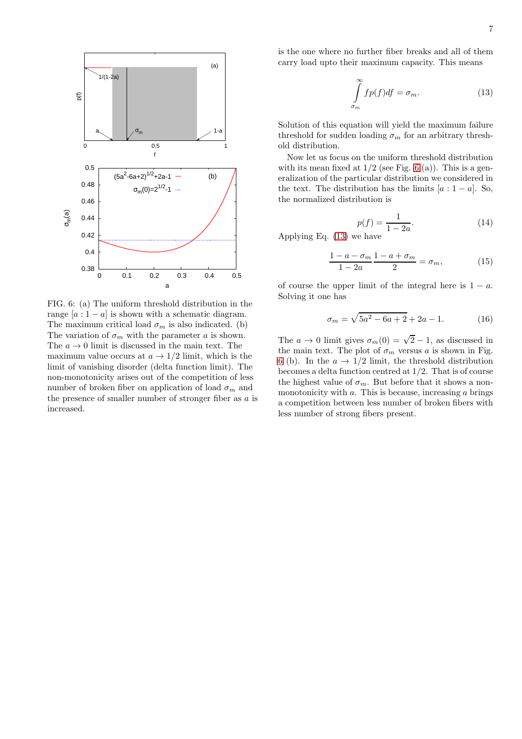(a)

1/(1-2a)

p(f)

a

$\sigma_m$

1-a

0

0.5

1

f

(b)

$(5a^2-6a+2)^{1/2}+2a-1$

$\sigma_m(0)=2^{1/2}-1$

$\sigma_m(a)$

0.5

0.48

0.46

0.44

0.42

0.4

0.38

0

0.1

0.2

0.3

0.4

0.5

a

FIG. 6: (a) The uniform threshold distribution in the range $[a:1-a]$ is shown with a schematic diagram. The maximum critical load $\sigma_m$ is also indicated. (b) The variation of $\sigma_m$ with the parameter $a$ is shown. The $a \to 0$ limit is discussed in the main text. The maximum value occurs at $a \to 1/2$ limit, which is the limit of vanishing disorder (delta function limit). The non-monotonicity arises out of the competition of less number of broken fiber on application of load $\sigma_m$ and the presence of smaller number of stronger fiber as $a$ is increased.

is the one where no further fiber breaks and all of them carry load upto their maximum capacity. This means

$$\int_{\sigma_m}^{\infty} f p(f) df = \sigma_m. \tag{13}$$

Solution of this equation will yield the maximum failure threshold for sudden loading $\sigma_m$ for an arbitrary threshold distribution.

Now let us focus on the uniform threshold distribution with its mean fixed at $1/2$ (see Fig. 6(a)). This is a generalization of the particular distribution we considered in the text. The distribution has the limits $[a:1-a]$. So, the normalized distribution is

$$p(f) = \frac{1}{1-2a}. \tag{14}$$

Applying Eq. (13) we have

$$\frac{1-a-\sigma_m}{1-2a}\frac{1-a+\sigma_m}{2} = \sigma_m, \tag{15}$$

of course the upper limit of the integral here is $1-a$. Solving it one has

$$\sigma_m = \sqrt{5a^2 - 6a + 2} + 2a - 1. \tag{16}$$

The $a \to 0$ limit gives $\sigma_m(0) = \sqrt{2} - 1$, as discussed in the main text. The plot of $\sigma_m$ versus $a$ is shown in Fig. 6 (b). In the $a \to 1/2$ limit, the threshold distribution becomes a delta function centred at $1/2$. That is of course the highest value of $\sigma_m$. But before that it shows a non-monotonicity with $a$. This is because, increasing $a$ brings a competition between less number of broken fibers with less number of strong fibers present.